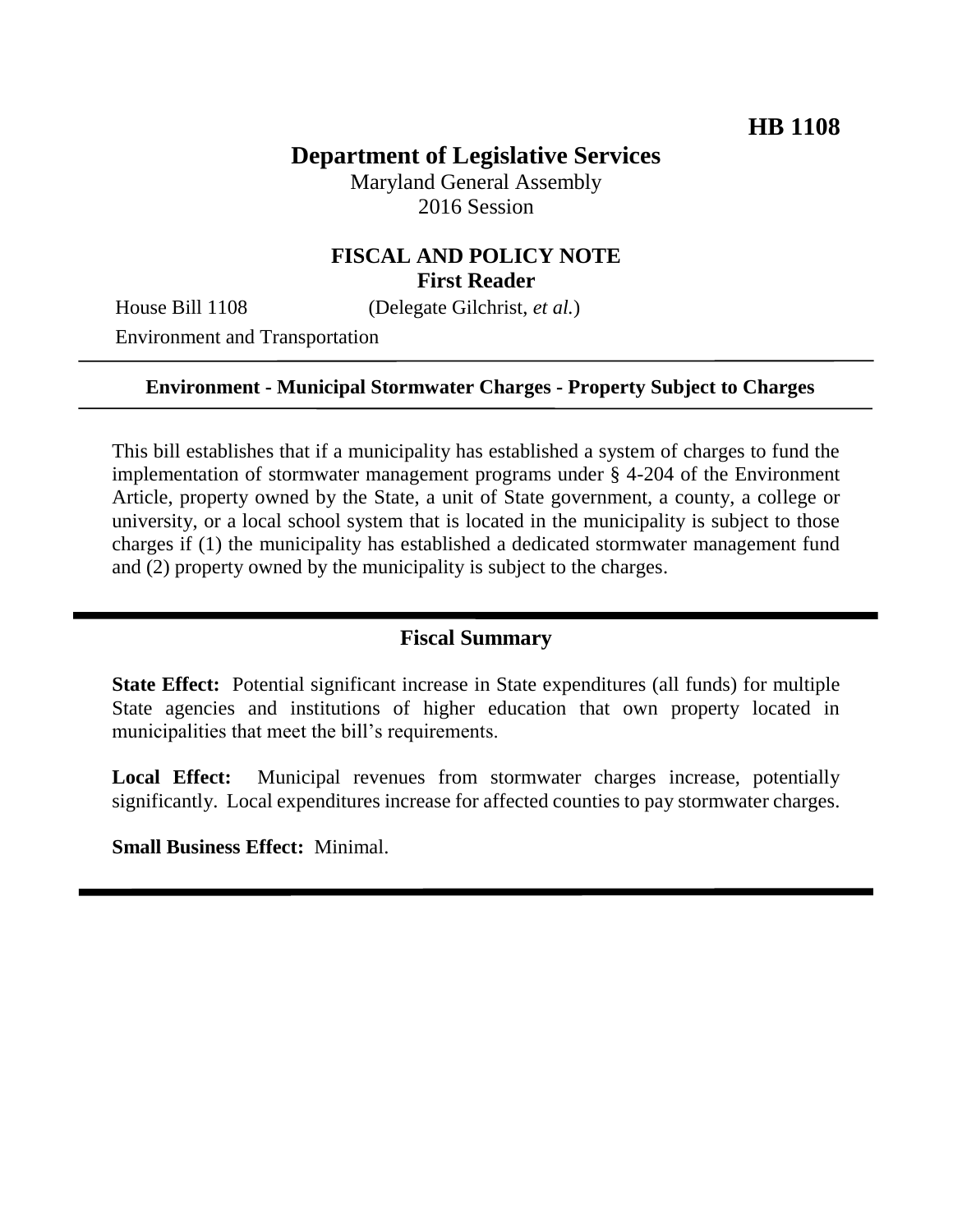**HB 1108**

# Department of Legislative Services

Maryland General Assembly
2016 Session

## FISCAL AND POLICY NOTE
**First Reader**

House Bill 1108 (Delegate Gilchrist, *et al.*)

Environment and Transportation

---

**Environment - Municipal Stormwater Charges - Property Subject to Charges**

---

This bill establishes that if a municipality has established a system of charges to fund the implementation of stormwater management programs under § 4-204 of the Environment Article, property owned by the State, a unit of State government, a county, a college or university, or a local school system that is located in the municipality is subject to those charges if (1) the municipality has established a dedicated stormwater management fund and (2) property owned by the municipality is subject to the charges.

---

## Fiscal Summary

**State Effect:** Potential significant increase in State expenditures (all funds) for multiple State agencies and institutions of higher education that own property located in municipalities that meet the bill's requirements.

**Local Effect:** Municipal revenues from stormwater charges increase, potentially significantly. Local expenditures increase for affected counties to pay stormwater charges.

**Small Business Effect:** Minimal.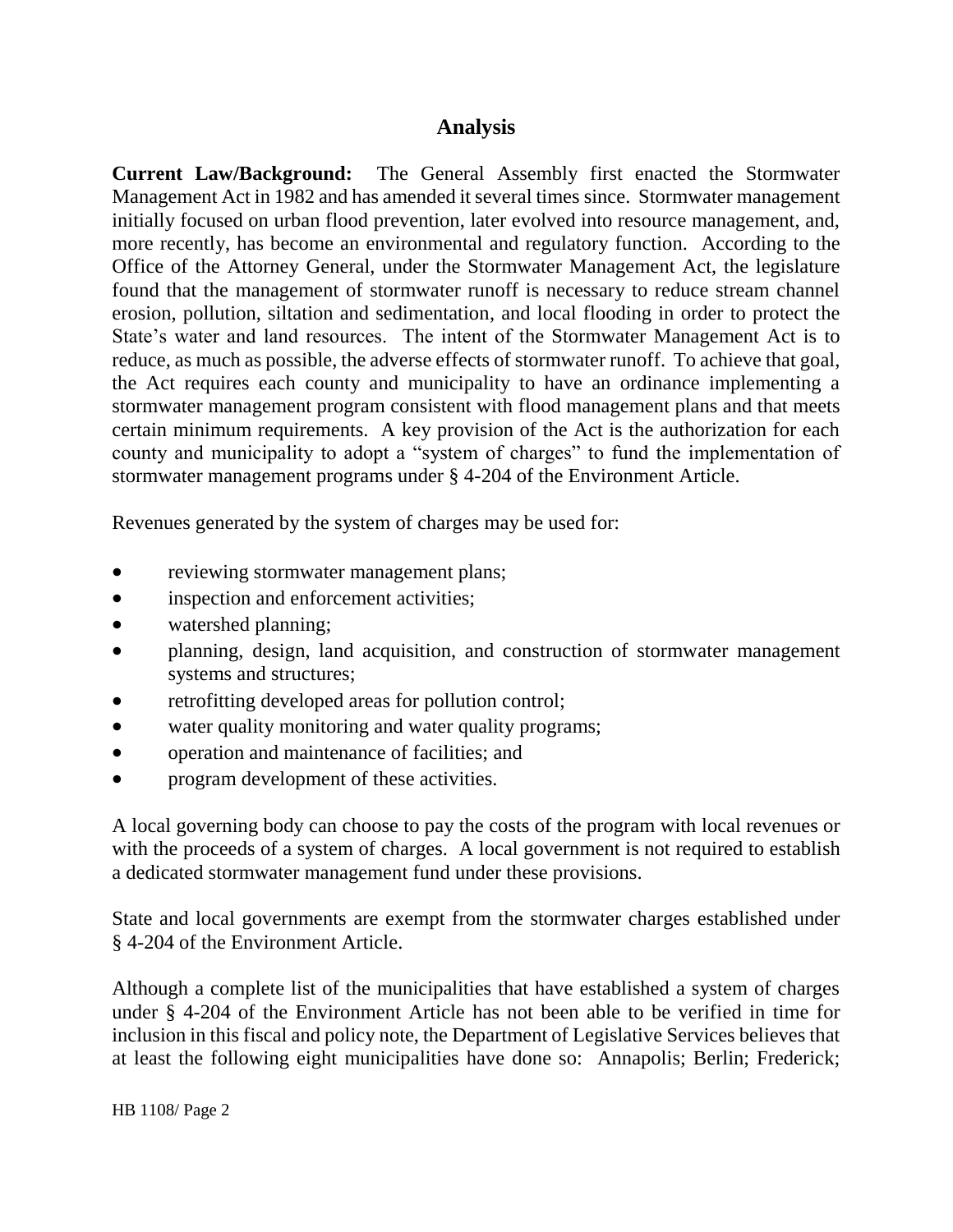## Analysis

**Current Law/Background:** The General Assembly first enacted the Stormwater Management Act in 1982 and has amended it several times since. Stormwater management initially focused on urban flood prevention, later evolved into resource management, and, more recently, has become an environmental and regulatory function. According to the Office of the Attorney General, under the Stormwater Management Act, the legislature found that the management of stormwater runoff is necessary to reduce stream channel erosion, pollution, siltation and sedimentation, and local flooding in order to protect the State's water and land resources. The intent of the Stormwater Management Act is to reduce, as much as possible, the adverse effects of stormwater runoff. To achieve that goal, the Act requires each county and municipality to have an ordinance implementing a stormwater management program consistent with flood management plans and that meets certain minimum requirements. A key provision of the Act is the authorization for each county and municipality to adopt a "system of charges" to fund the implementation of stormwater management programs under § 4-204 of the Environment Article.

Revenues generated by the system of charges may be used for:

- reviewing stormwater management plans;
- inspection and enforcement activities;
- watershed planning;
- planning, design, land acquisition, and construction of stormwater management systems and structures;
- retrofitting developed areas for pollution control;
- water quality monitoring and water quality programs;
- operation and maintenance of facilities; and
- program development of these activities.

A local governing body can choose to pay the costs of the program with local revenues or with the proceeds of a system of charges. A local government is not required to establish a dedicated stormwater management fund under these provisions.

State and local governments are exempt from the stormwater charges established under § 4-204 of the Environment Article.

Although a complete list of the municipalities that have established a system of charges under § 4-204 of the Environment Article has not been able to be verified in time for inclusion in this fiscal and policy note, the Department of Legislative Services believes that at least the following eight municipalities have done so: Annapolis; Berlin; Frederick;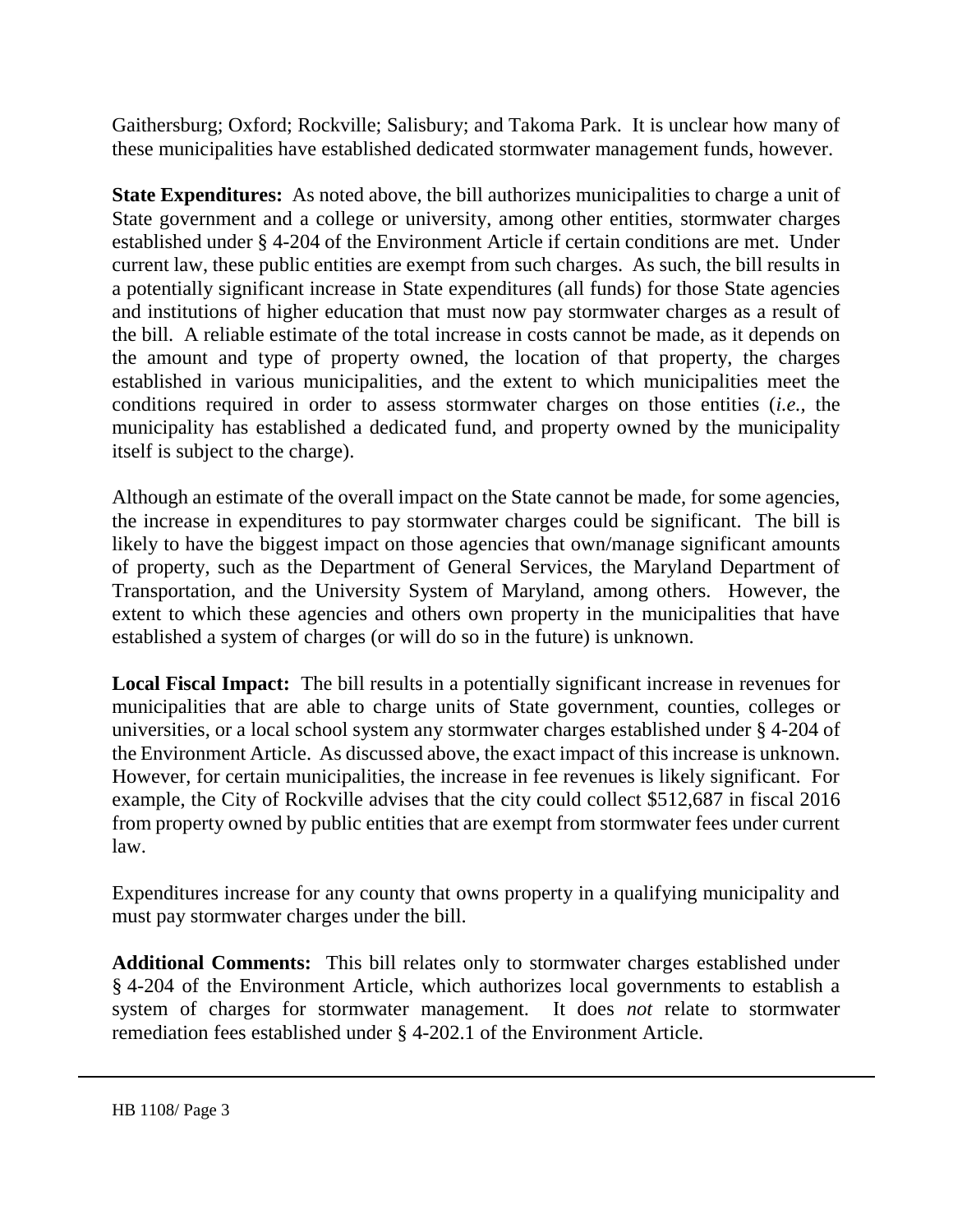Gaithersburg; Oxford; Rockville; Salisbury; and Takoma Park. It is unclear how many of these municipalities have established dedicated stormwater management funds, however.

**State Expenditures:** As noted above, the bill authorizes municipalities to charge a unit of State government and a college or university, among other entities, stormwater charges established under § 4-204 of the Environment Article if certain conditions are met. Under current law, these public entities are exempt from such charges. As such, the bill results in a potentially significant increase in State expenditures (all funds) for those State agencies and institutions of higher education that must now pay stormwater charges as a result of the bill. A reliable estimate of the total increase in costs cannot be made, as it depends on the amount and type of property owned, the location of that property, the charges established in various municipalities, and the extent to which municipalities meet the conditions required in order to assess stormwater charges on those entities (*i.e.*, the municipality has established a dedicated fund, and property owned by the municipality itself is subject to the charge).

Although an estimate of the overall impact on the State cannot be made, for some agencies, the increase in expenditures to pay stormwater charges could be significant. The bill is likely to have the biggest impact on those agencies that own/manage significant amounts of property, such as the Department of General Services, the Maryland Department of Transportation, and the University System of Maryland, among others. However, the extent to which these agencies and others own property in the municipalities that have established a system of charges (or will do so in the future) is unknown.

**Local Fiscal Impact:** The bill results in a potentially significant increase in revenues for municipalities that are able to charge units of State government, counties, colleges or universities, or a local school system any stormwater charges established under § 4-204 of the Environment Article. As discussed above, the exact impact of this increase is unknown. However, for certain municipalities, the increase in fee revenues is likely significant. For example, the City of Rockville advises that the city could collect $512,687 in fiscal 2016 from property owned by public entities that are exempt from stormwater fees under current law.

Expenditures increase for any county that owns property in a qualifying municipality and must pay stormwater charges under the bill.

**Additional Comments:** This bill relates only to stormwater charges established under § 4-204 of the Environment Article, which authorizes local governments to establish a system of charges for stormwater management. It does *not* relate to stormwater remediation fees established under § 4-202.1 of the Environment Article.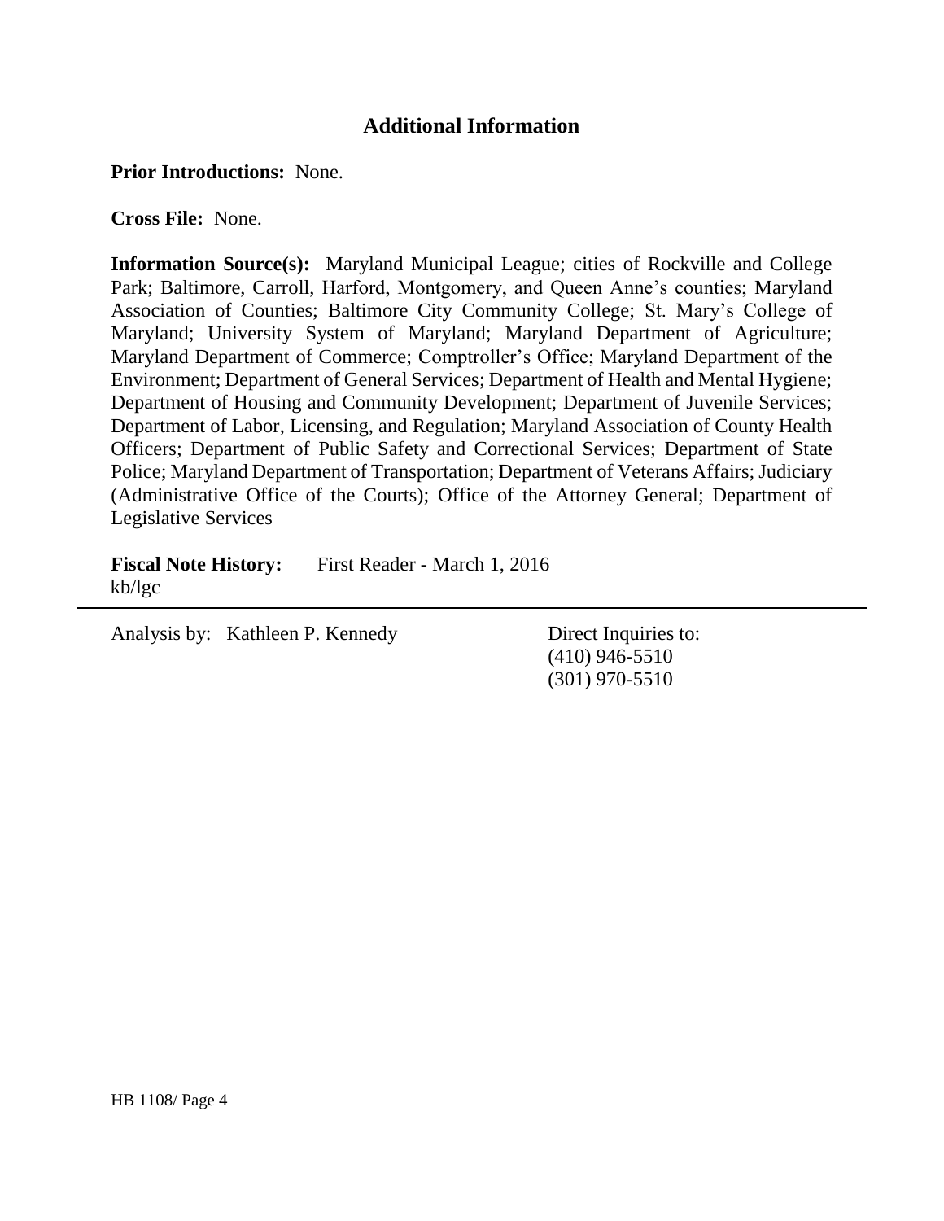## Additional Information

**Prior Introductions:** None.

**Cross File:** None.

**Information Source(s):** Maryland Municipal League; cities of Rockville and College Park; Baltimore, Carroll, Harford, Montgomery, and Queen Anne's counties; Maryland Association of Counties; Baltimore City Community College; St. Mary's College of Maryland; University System of Maryland; Maryland Department of Agriculture; Maryland Department of Commerce; Comptroller's Office; Maryland Department of the Environment; Department of General Services; Department of Health and Mental Hygiene; Department of Housing and Community Development; Department of Juvenile Services; Department of Labor, Licensing, and Regulation; Maryland Association of County Health Officers; Department of Public Safety and Correctional Services; Department of State Police; Maryland Department of Transportation; Department of Veterans Affairs; Judiciary (Administrative Office of the Courts); Office of the Attorney General; Department of Legislative Services

**Fiscal Note History:** First Reader - March 1, 2016
kb/lgc

---

Analysis by: Kathleen P. Kennedy

Direct Inquiries to:
(410) 946-5510
(301) 970-5510